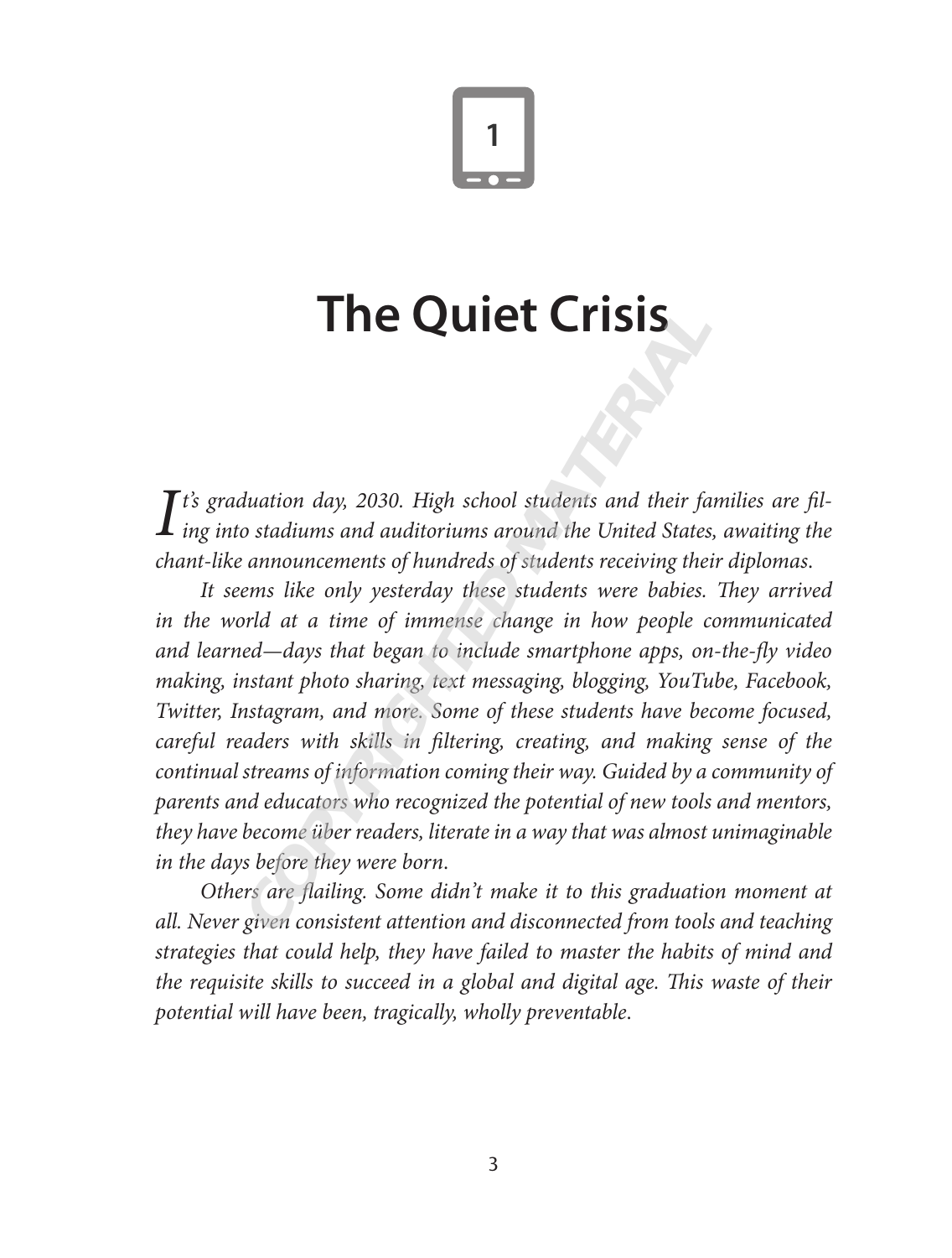# 1

# The Quiet Crisis

*It's graduation day, 2030. High school students and their families are filing into stadiums and auditoriums around the United States, awaiting the chant-like announcements of hundreds of students receiving their diplomas.*

*It seems like only yesterday these students were babies. They arrived in the world at a time of immense change in how people communicated and learned—days that began to include smartphone apps, on-the-fly video making, instant photo sharing, text messaging, blogging, YouTube, Facebook, Twitter, Instagram, and more. Some of these students have become focused, careful readers with skills in filtering, creating, and making sense of the continual streams of information coming their way. Guided by a community of parents and educators who recognized the potential of new tools and mentors, they have become über readers, literate in a way that was almost unimaginable in the days before they were born.*

*Others are flailing. Some didn't make it to this graduation moment at all. Never given consistent attention and disconnected from tools and teaching strategies that could help, they have failed to master the habits of mind and the requisite skills to succeed in a global and digital age. This waste of their potential will have been, tragically, wholly preventable.*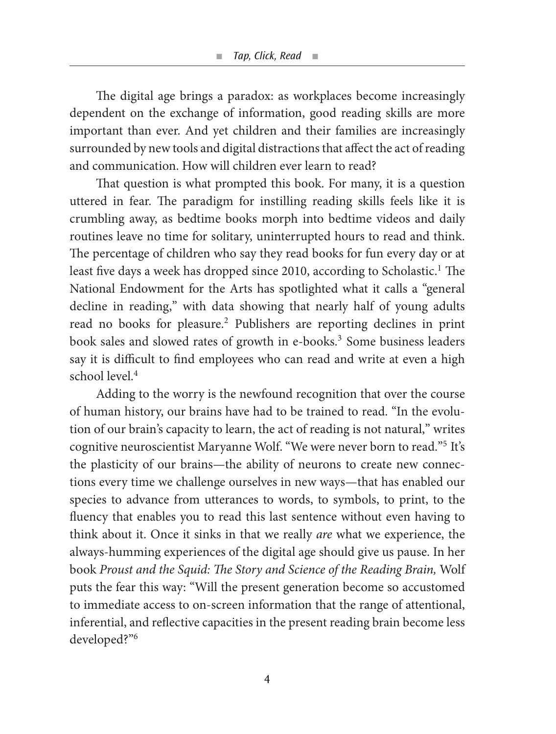The digital age brings a paradox: as workplaces become increasingly dependent on the exchange of information, good reading skills are more important than ever. And yet children and their families are increasingly surrounded by new tools and digital distractions that affect the act of reading and communication. How will children ever learn to read?

That question is what prompted this book. For many, it is a question uttered in fear. The paradigm for instilling reading skills feels like it is crumbling away, as bedtime books morph into bedtime videos and daily routines leave no time for solitary, uninterrupted hours to read and think. The percentage of children who say they read books for fun every day or at least five days a week has dropped since 2010, according to Scholastic.[1] The National Endowment for the Arts has spotlighted what it calls a "general decline in reading," with data showing that nearly half of young adults read no books for pleasure.[2] Publishers are reporting declines in print book sales and slowed rates of growth in e-books.[3] Some business leaders say it is difficult to find employees who can read and write at even a high school level.[4]

Adding to the worry is the newfound recognition that over the course of human history, our brains have had to be trained to read. "In the evolution of our brain's capacity to learn, the act of reading is not natural," writes cognitive neuroscientist Maryanne Wolf. "We were never born to read."[5] It's the plasticity of our brains—the ability of neurons to create new connections every time we challenge ourselves in new ways—that has enabled our species to advance from utterances to words, to symbols, to print, to the fluency that enables you to read this last sentence without even having to think about it. Once it sinks in that we really *are* what we experience, the always-humming experiences of the digital age should give us pause. In her book *Proust and the Squid: The Story and Science of the Reading Brain,* Wolf puts the fear this way: "Will the present generation become so accustomed to immediate access to on-screen information that the range of attentional, inferential, and reflective capacities in the present reading brain become less developed?"[6]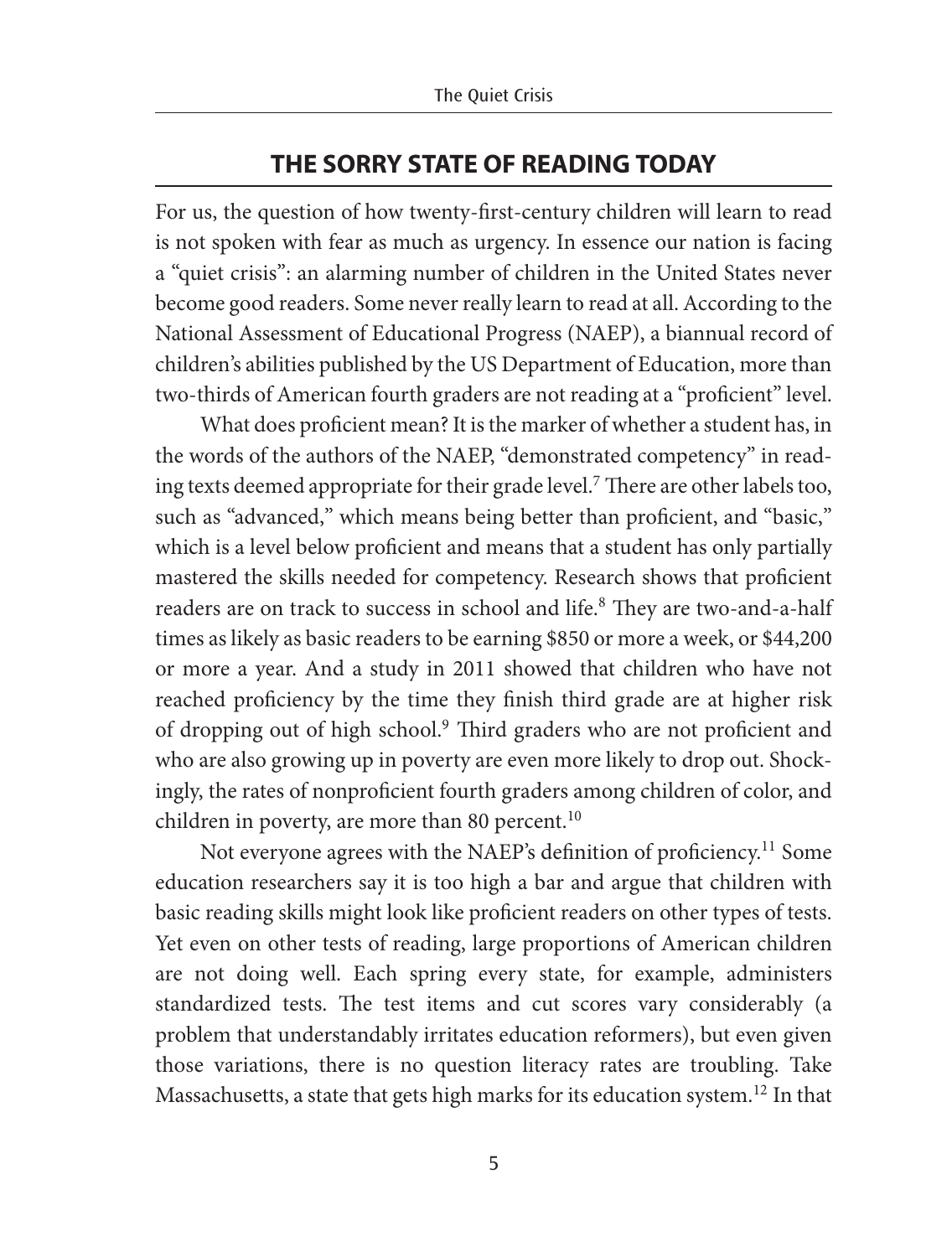## THE SORRY STATE OF READING TODAY

For us, the question of how twenty-first-century children will learn to read is not spoken with fear as much as urgency. In essence our nation is facing a "quiet crisis": an alarming number of children in the United States never become good readers. Some never really learn to read at all. According to the National Assessment of Educational Progress (NAEP), a biannual record of children's abilities published by the US Department of Education, more than two-thirds of American fourth graders are not reading at a "proficient" level.

What does proficient mean? It is the marker of whether a student has, in the words of the authors of the NAEP, "demonstrated competency" in reading texts deemed appropriate for their grade level.[7] There are other labels too, such as "advanced," which means being better than proficient, and "basic," which is a level below proficient and means that a student has only partially mastered the skills needed for competency. Research shows that proficient readers are on track to success in school and life.[8] They are two-and-a-half times as likely as basic readers to be earning $850 or more a week, or $44,200 or more a year. And a study in 2011 showed that children who have not reached proficiency by the time they finish third grade are at higher risk of dropping out of high school.[9] Third graders who are not proficient and who are also growing up in poverty are even more likely to drop out. Shockingly, the rates of nonproficient fourth graders among children of color, and children in poverty, are more than 80 percent.[10]

Not everyone agrees with the NAEP's definition of proficiency.[11] Some education researchers say it is too high a bar and argue that children with basic reading skills might look like proficient readers on other types of tests. Yet even on other tests of reading, large proportions of American children are not doing well. Each spring every state, for example, administers standardized tests. The test items and cut scores vary considerably (a problem that understandably irritates education reformers), but even given those variations, there is no question literacy rates are troubling. Take Massachusetts, a state that gets high marks for its education system.[12] In that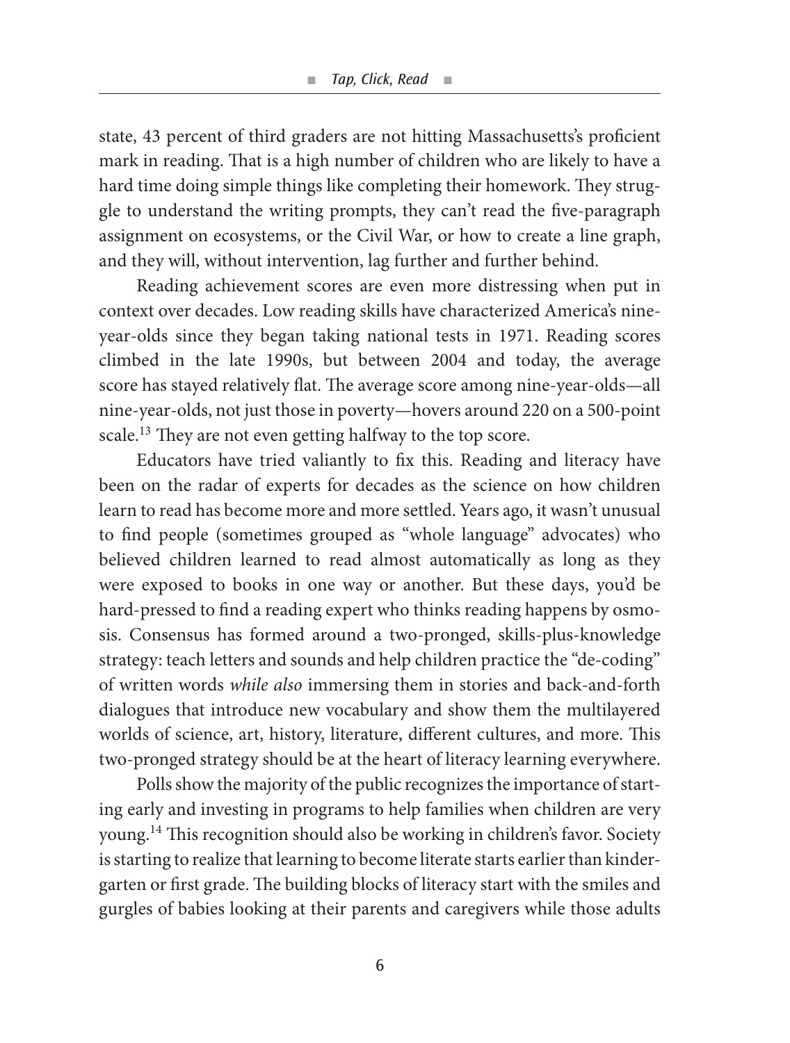state, 43 percent of third graders are not hitting Massachusetts's proficient mark in reading. That is a high number of children who are likely to have a hard time doing simple things like completing their homework. They struggle to understand the writing prompts, they can't read the five-paragraph assignment on ecosystems, or the Civil War, or how to create a line graph, and they will, without intervention, lag further and further behind.

Reading achievement scores are even more distressing when put in context over decades. Low reading skills have characterized America's nine-year-olds since they began taking national tests in 1971. Reading scores climbed in the late 1990s, but between 2004 and today, the average score has stayed relatively flat. The average score among nine-year-olds—all nine-year-olds, not just those in poverty—hovers around 220 on a 500-point scale.[13] They are not even getting halfway to the top score.

Educators have tried valiantly to fix this. Reading and literacy have been on the radar of experts for decades as the science on how children learn to read has become more and more settled. Years ago, it wasn't unusual to find people (sometimes grouped as "whole language" advocates) who believed children learned to read almost automatically as long as they were exposed to books in one way or another. But these days, you'd be hard-pressed to find a reading expert who thinks reading happens by osmosis. Consensus has formed around a two-pronged, skills-plus-knowledge strategy: teach letters and sounds and help children practice the "de-coding" of written words *while also* immersing them in stories and back-and-forth dialogues that introduce new vocabulary and show them the multilayered worlds of science, art, history, literature, different cultures, and more. This two-pronged strategy should be at the heart of literacy learning everywhere.

Polls show the majority of the public recognizes the importance of starting early and investing in programs to help families when children are very young.[14] This recognition should also be working in children's favor. Society is starting to realize that learning to become literate starts earlier than kindergarten or first grade. The building blocks of literacy start with the smiles and gurgles of babies looking at their parents and caregivers while those adults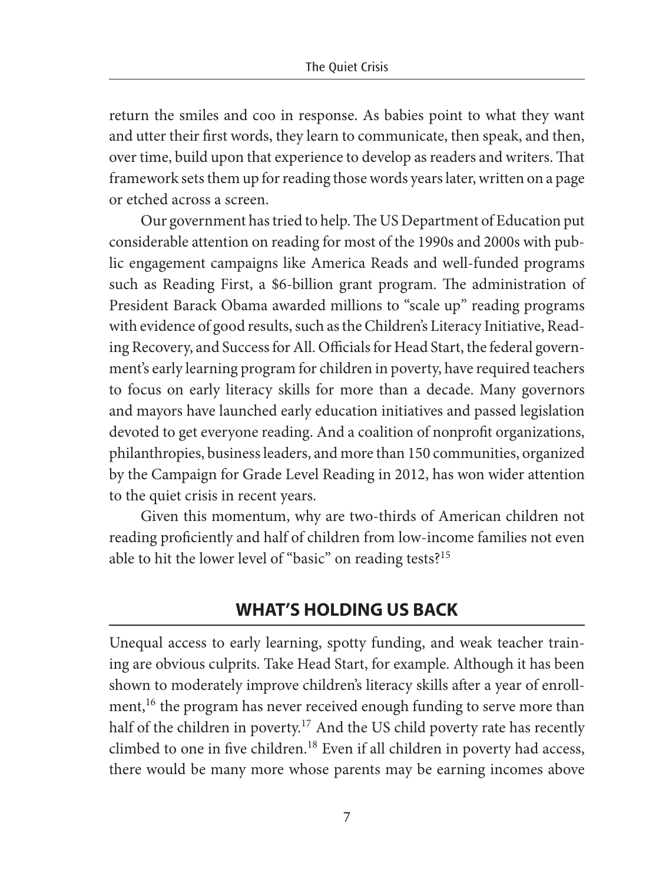return the smiles and coo in response. As babies point to what they want and utter their first words, they learn to communicate, then speak, and then, over time, build upon that experience to develop as readers and writers. That framework sets them up for reading those words years later, written on a page or etched across a screen.

Our government has tried to help. The US Department of Education put considerable attention on reading for most of the 1990s and 2000s with public engagement campaigns like America Reads and well-funded programs such as Reading First, a $6-billion grant program. The administration of President Barack Obama awarded millions to "scale up" reading programs with evidence of good results, such as the Children's Literacy Initiative, Reading Recovery, and Success for All. Officials for Head Start, the federal government's early learning program for children in poverty, have required teachers to focus on early literacy skills for more than a decade. Many governors and mayors have launched early education initiatives and passed legislation devoted to get everyone reading. And a coalition of nonprofit organizations, philanthropies, business leaders, and more than 150 communities, organized by the Campaign for Grade Level Reading in 2012, has won wider attention to the quiet crisis in recent years.

Given this momentum, why are two-thirds of American children not reading proficiently and half of children from low-income families not even able to hit the lower level of "basic" on reading tests?[15]

## WHAT'S HOLDING US BACK

Unequal access to early learning, spotty funding, and weak teacher training are obvious culprits. Take Head Start, for example. Although it has been shown to moderately improve children's literacy skills after a year of enrollment,[16] the program has never received enough funding to serve more than half of the children in poverty.[17] And the US child poverty rate has recently climbed to one in five children.[18] Even if all children in poverty had access, there would be many more whose parents may be earning incomes above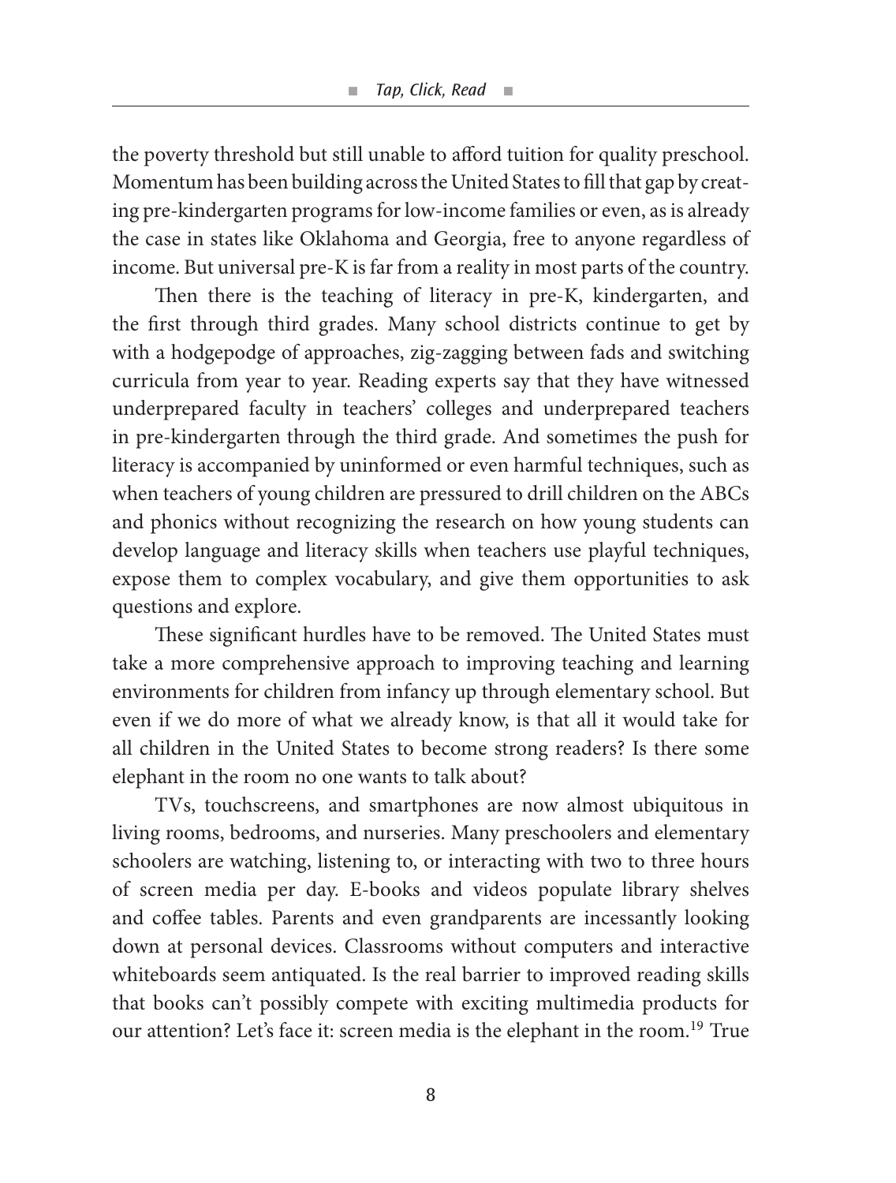the poverty threshold but still unable to afford tuition for quality preschool. Momentum has been building across the United States to fill that gap by creating pre-kindergarten programs for low-income families or even, as is already the case in states like Oklahoma and Georgia, free to anyone regardless of income. But universal pre-K is far from a reality in most parts of the country.

Then there is the teaching of literacy in pre-K, kindergarten, and the first through third grades. Many school districts continue to get by with a hodgepodge of approaches, zig-zagging between fads and switching curricula from year to year. Reading experts say that they have witnessed underprepared faculty in teachers' colleges and underprepared teachers in pre-kindergarten through the third grade. And sometimes the push for literacy is accompanied by uninformed or even harmful techniques, such as when teachers of young children are pressured to drill children on the ABCs and phonics without recognizing the research on how young students can develop language and literacy skills when teachers use playful techniques, expose them to complex vocabulary, and give them opportunities to ask questions and explore.

These significant hurdles have to be removed. The United States must take a more comprehensive approach to improving teaching and learning environments for children from infancy up through elementary school. But even if we do more of what we already know, is that all it would take for all children in the United States to become strong readers? Is there some elephant in the room no one wants to talk about?

TVs, touchscreens, and smartphones are now almost ubiquitous in living rooms, bedrooms, and nurseries. Many preschoolers and elementary schoolers are watching, listening to, or interacting with two to three hours of screen media per day. E-books and videos populate library shelves and coffee tables. Parents and even grandparents are incessantly looking down at personal devices. Classrooms without computers and interactive whiteboards seem antiquated. Is the real barrier to improved reading skills that books can't possibly compete with exciting multimedia products for our attention? Let's face it: screen media is the elephant in the room.[19] True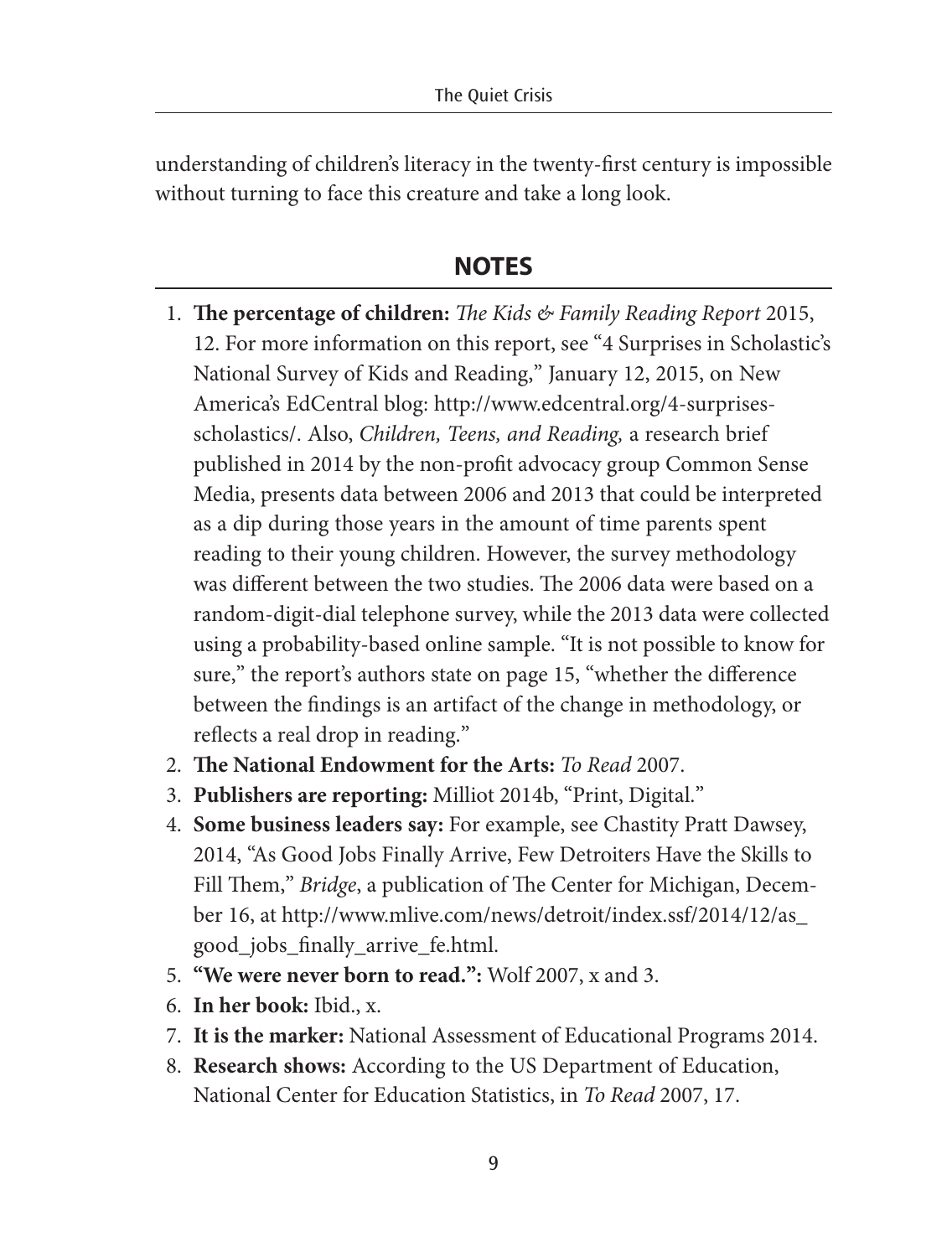understanding of children's literacy in the twenty-first century is impossible without turning to face this creature and take a long look.

## NOTES

1. **The percentage of children:** *The Kids & Family Reading Report* 2015, 12. For more information on this report, see "4 Surprises in Scholastic's National Survey of Kids and Reading," January 12, 2015, on New America's EdCentral blog: http://www.edcentral.org/4-surprises-scholastics/. Also, *Children, Teens, and Reading,* a research brief published in 2014 by the non-profit advocacy group Common Sense Media, presents data between 2006 and 2013 that could be interpreted as a dip during those years in the amount of time parents spent reading to their young children. However, the survey methodology was different between the two studies. The 2006 data were based on a random-digit-dial telephone survey, while the 2013 data were collected using a probability-based online sample. "It is not possible to know for sure," the report's authors state on page 15, "whether the difference between the findings is an artifact of the change in methodology, or reflects a real drop in reading."
2. **The National Endowment for the Arts:** *To Read* 2007.
3. **Publishers are reporting:** Milliot 2014b, "Print, Digital."
4. **Some business leaders say:** For example, see Chastity Pratt Dawsey, 2014, "As Good Jobs Finally Arrive, Few Detroiters Have the Skills to Fill Them," *Bridge*, a publication of The Center for Michigan, December 16, at http://www.mlive.com/news/detroit/index.ssf/2014/12/as_good_jobs_finally_arrive_fe.html.
5. **"We were never born to read.":** Wolf 2007, x and 3.
6. **In her book:** Ibid., x.
7. **It is the marker:** National Assessment of Educational Programs 2014.
8. **Research shows:** According to the US Department of Education, National Center for Education Statistics, in *To Read* 2007, 17.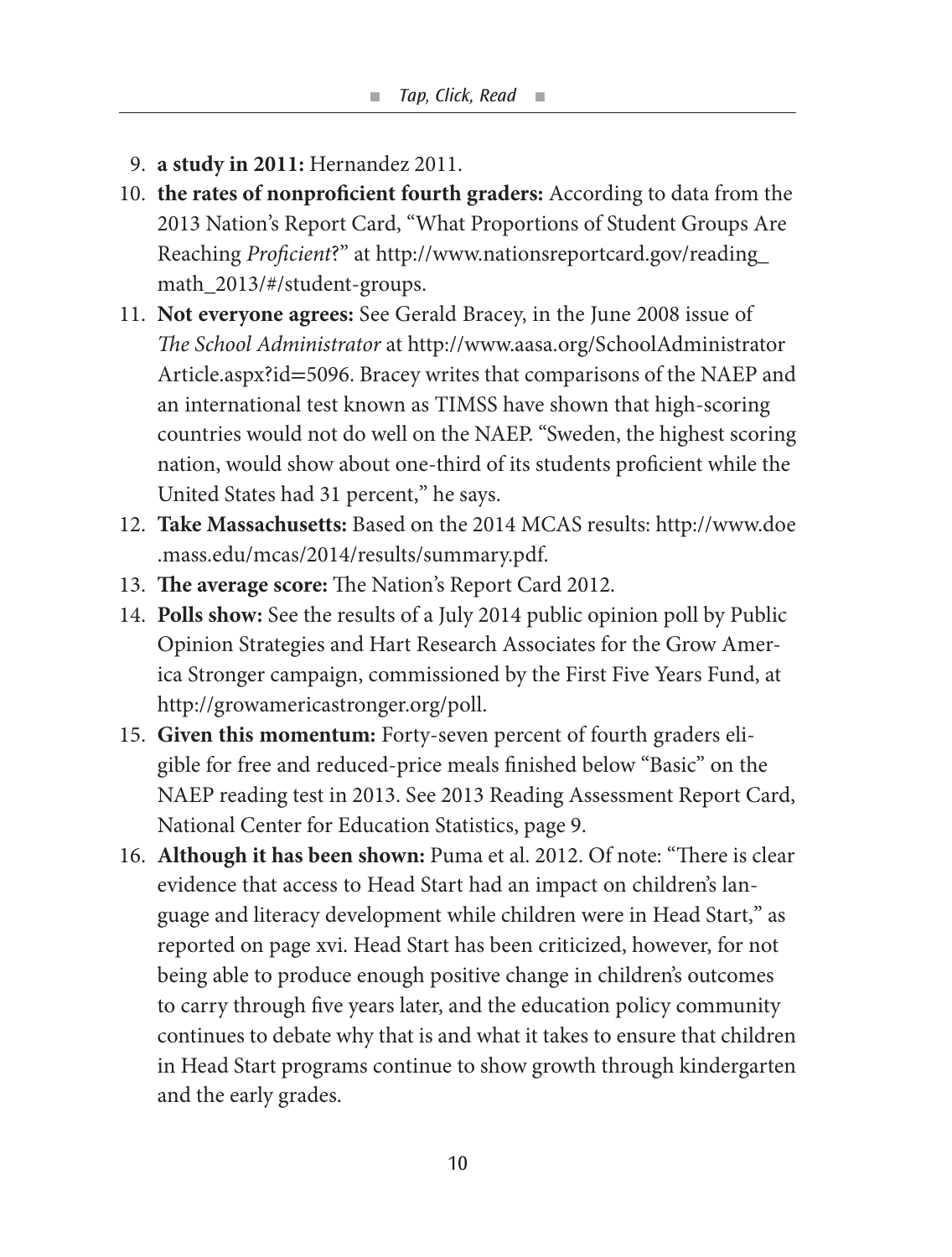9. **a study in 2011:** Hernandez 2011.
10. **the rates of nonproficient fourth graders:** According to data from the 2013 Nation's Report Card, "What Proportions of Student Groups Are Reaching *Proficient*?" at http://www.nationsreportcard.gov/reading_math_2013/#/student-groups.
11. **Not everyone agrees:** See Gerald Bracey, in the June 2008 issue of *The School Administrator* at http://www.aasa.org/SchoolAdministratorArticle.aspx?id=5096. Bracey writes that comparisons of the NAEP and an international test known as TIMSS have shown that high-scoring countries would not do well on the NAEP. "Sweden, the highest scoring nation, would show about one-third of its students proficient while the United States had 31 percent," he says.
12. **Take Massachusetts:** Based on the 2014 MCAS results: http://www.doe.mass.edu/mcas/2014/results/summary.pdf.
13. **The average score:** The Nation's Report Card 2012.
14. **Polls show:** See the results of a July 2014 public opinion poll by Public Opinion Strategies and Hart Research Associates for the Grow America Stronger campaign, commissioned by the First Five Years Fund, at http://growamericastronger.org/poll.
15. **Given this momentum:** Forty-seven percent of fourth graders eligible for free and reduced-price meals finished below "Basic" on the NAEP reading test in 2013. See 2013 Reading Assessment Report Card, National Center for Education Statistics, page 9.
16. **Although it has been shown:** Puma et al. 2012. Of note: "There is clear evidence that access to Head Start had an impact on children's language and literacy development while children were in Head Start," as reported on page xvi. Head Start has been criticized, however, for not being able to produce enough positive change in children's outcomes to carry through five years later, and the education policy community continues to debate why that is and what it takes to ensure that children in Head Start programs continue to show growth through kindergarten and the early grades.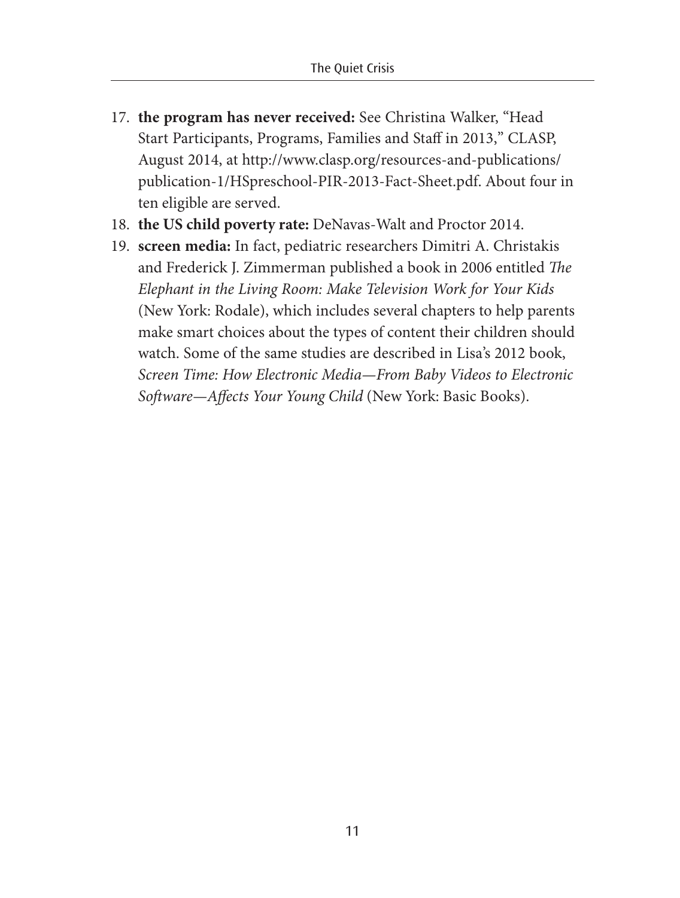17. **the program has never received:** See Christina Walker, "Head Start Participants, Programs, Families and Staff in 2013," CLASP, August 2014, at http://www.clasp.org/resources-and-publications/publication-1/HSpreschool-PIR-2013-Fact-Sheet.pdf. About four in ten eligible are served.
18. **the US child poverty rate:** DeNavas-Walt and Proctor 2014.
19. **screen media:** In fact, pediatric researchers Dimitri A. Christakis and Frederick J. Zimmerman published a book in 2006 entitled *The Elephant in the Living Room: Make Television Work for Your Kids* (New York: Rodale), which includes several chapters to help parents make smart choices about the types of content their children should watch. Some of the same studies are described in Lisa's 2012 book, *Screen Time: How Electronic Media—From Baby Videos to Electronic Software—Affects Your Young Child* (New York: Basic Books).